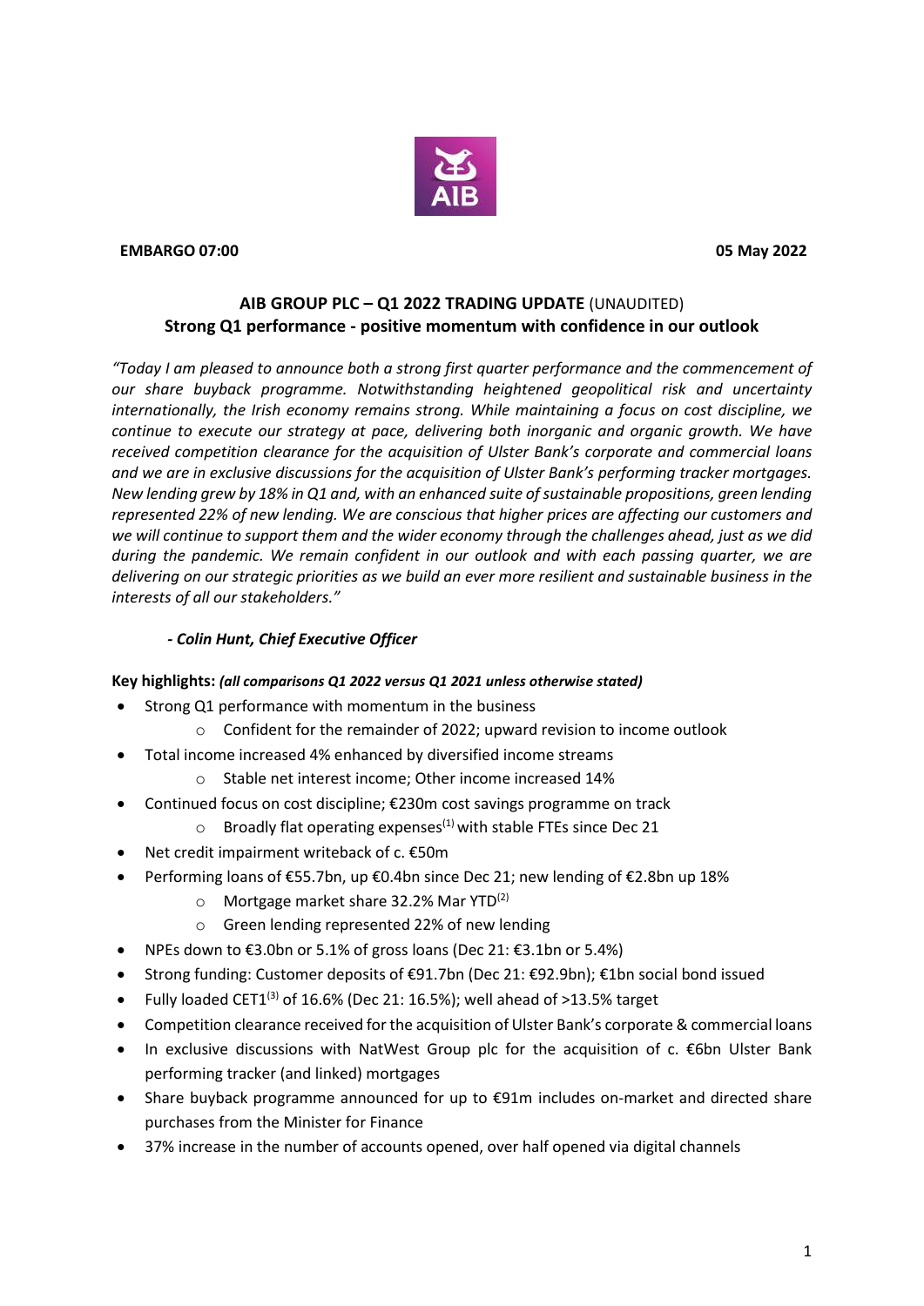**EMBARGO 07:00** **05 May 2022**

## AIB GROUP PLC – Q1 2022 TRADING UPDATE (UNAUDITED)
## Strong Q1 performance - positive momentum with confidence in our outlook

*"Today I am pleased to announce both a strong first quarter performance and the commencement of our share buyback programme. Notwithstanding heightened geopolitical risk and uncertainty internationally, the Irish economy remains strong. While maintaining a focus on cost discipline, we continue to execute our strategy at pace, delivering both inorganic and organic growth. We have received competition clearance for the acquisition of Ulster Bank's corporate and commercial loans and we are in exclusive discussions for the acquisition of Ulster Bank's performing tracker mortgages. New lending grew by 18% in Q1 and, with an enhanced suite of sustainable propositions, green lending represented 22% of new lending. We are conscious that higher prices are affecting our customers and we will continue to support them and the wider economy through the challenges ahead, just as we did during the pandemic. We remain confident in our outlook and with each passing quarter, we are delivering on our strategic priorities as we build an ever more resilient and sustainable business in the interests of all our stakeholders."*

***- Colin Hunt, Chief Executive Officer***

**Key highlights:** ***(all comparisons Q1 2022 versus Q1 2021 unless otherwise stated)***

- Strong Q1 performance with momentum in the business
  - Confident for the remainder of 2022; upward revision to income outlook
- Total income increased 4% enhanced by diversified income streams
  - Stable net interest income; Other income increased 14%
- Continued focus on cost discipline; €230m cost savings programme on track
  - Broadly flat operating expenses[1] with stable FTEs since Dec 21
- Net credit impairment writeback of c. €50m
- Performing loans of €55.7bn, up €0.4bn since Dec 21; new lending of €2.8bn up 18%
  - Mortgage market share 32.2% Mar YTD[2]
  - Green lending represented 22% of new lending
- NPEs down to €3.0bn or 5.1% of gross loans (Dec 21: €3.1bn or 5.4%)
- Strong funding: Customer deposits of €91.7bn (Dec 21: €92.9bn); €1bn social bond issued
- Fully loaded CET1[3] of 16.6% (Dec 21: 16.5%); well ahead of >13.5% target
- Competition clearance received for the acquisition of Ulster Bank's corporate & commercial loans
- In exclusive discussions with NatWest Group plc for the acquisition of c. €6bn Ulster Bank performing tracker (and linked) mortgages
- Share buyback programme announced for up to €91m includes on-market and directed share purchases from the Minister for Finance
- 37% increase in the number of accounts opened, over half opened via digital channels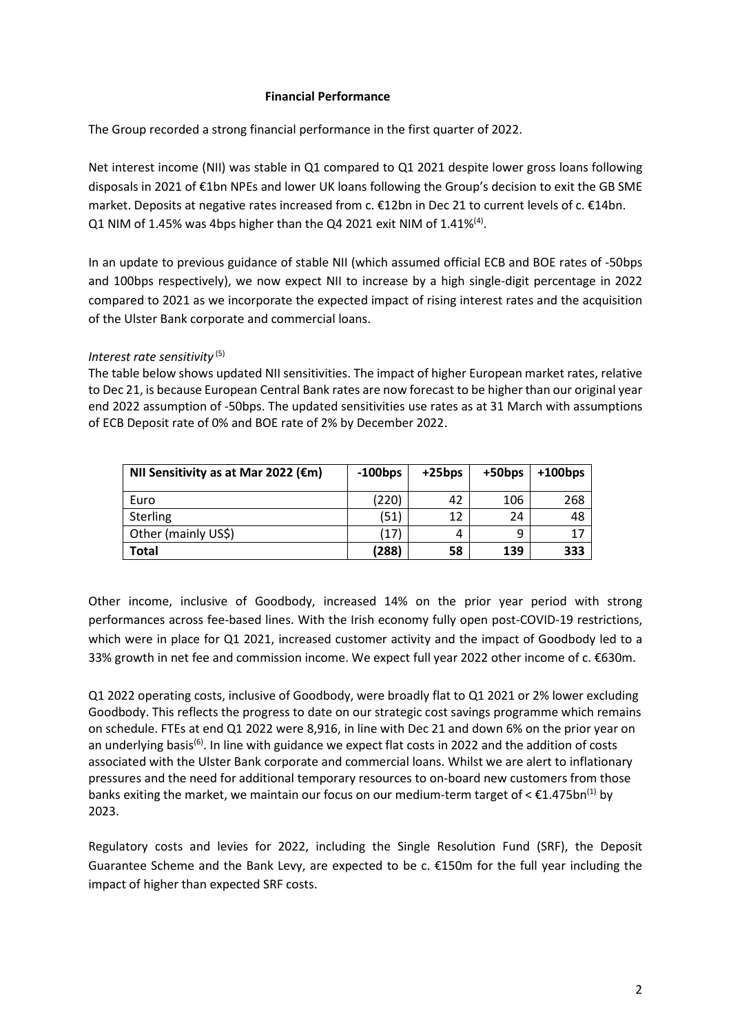## Financial Performance

The Group recorded a strong financial performance in the first quarter of 2022.

Net interest income (NII) was stable in Q1 compared to Q1 2021 despite lower gross loans following disposals in 2021 of €1bn NPEs and lower UK loans following the Group's decision to exit the GB SME market. Deposits at negative rates increased from c. €12bn in Dec 21 to current levels of c. €14bn. Q1 NIM of 1.45% was 4bps higher than the Q4 2021 exit NIM of 1.41%[4].

In an update to previous guidance of stable NII (which assumed official ECB and BOE rates of -50bps and 100bps respectively), we now expect NII to increase by a high single-digit percentage in 2022 compared to 2021 as we incorporate the expected impact of rising interest rates and the acquisition of the Ulster Bank corporate and commercial loans.

*Interest rate sensitivity*[5]

The table below shows updated NII sensitivities. The impact of higher European market rates, relative to Dec 21, is because European Central Bank rates are now forecast to be higher than our original year end 2022 assumption of -50bps. The updated sensitivities use rates as at 31 March with assumptions of ECB Deposit rate of 0% and BOE rate of 2% by December 2022.

| NII Sensitivity as at Mar 2022 (€m) | -100bps | +25bps | +50bps | +100bps |
|---|---|---|---|---|
| Euro | (220) | 42 | 106 | 268 |
| Sterling | (51) | 12 | 24 | 48 |
| Other (mainly US$) | (17) | 4 | 9 | 17 |
| **Total** | **(288)** | **58** | **139** | **333** |

Other income, inclusive of Goodbody, increased 14% on the prior year period with strong performances across fee-based lines. With the Irish economy fully open post-COVID-19 restrictions, which were in place for Q1 2021, increased customer activity and the impact of Goodbody led to a 33% growth in net fee and commission income. We expect full year 2022 other income of c. €630m.

Q1 2022 operating costs, inclusive of Goodbody, were broadly flat to Q1 2021 or 2% lower excluding Goodbody. This reflects the progress to date on our strategic cost savings programme which remains on schedule. FTEs at end Q1 2022 were 8,916, in line with Dec 21 and down 6% on the prior year on an underlying basis[6]. In line with guidance we expect flat costs in 2022 and the addition of costs associated with the Ulster Bank corporate and commercial loans. Whilst we are alert to inflationary pressures and the need for additional temporary resources to on-board new customers from those banks exiting the market, we maintain our focus on our medium-term target of < €1.475bn[1] by 2023.

Regulatory costs and levies for 2022, including the Single Resolution Fund (SRF), the Deposit Guarantee Scheme and the Bank Levy, are expected to be c. €150m for the full year including the impact of higher than expected SRF costs.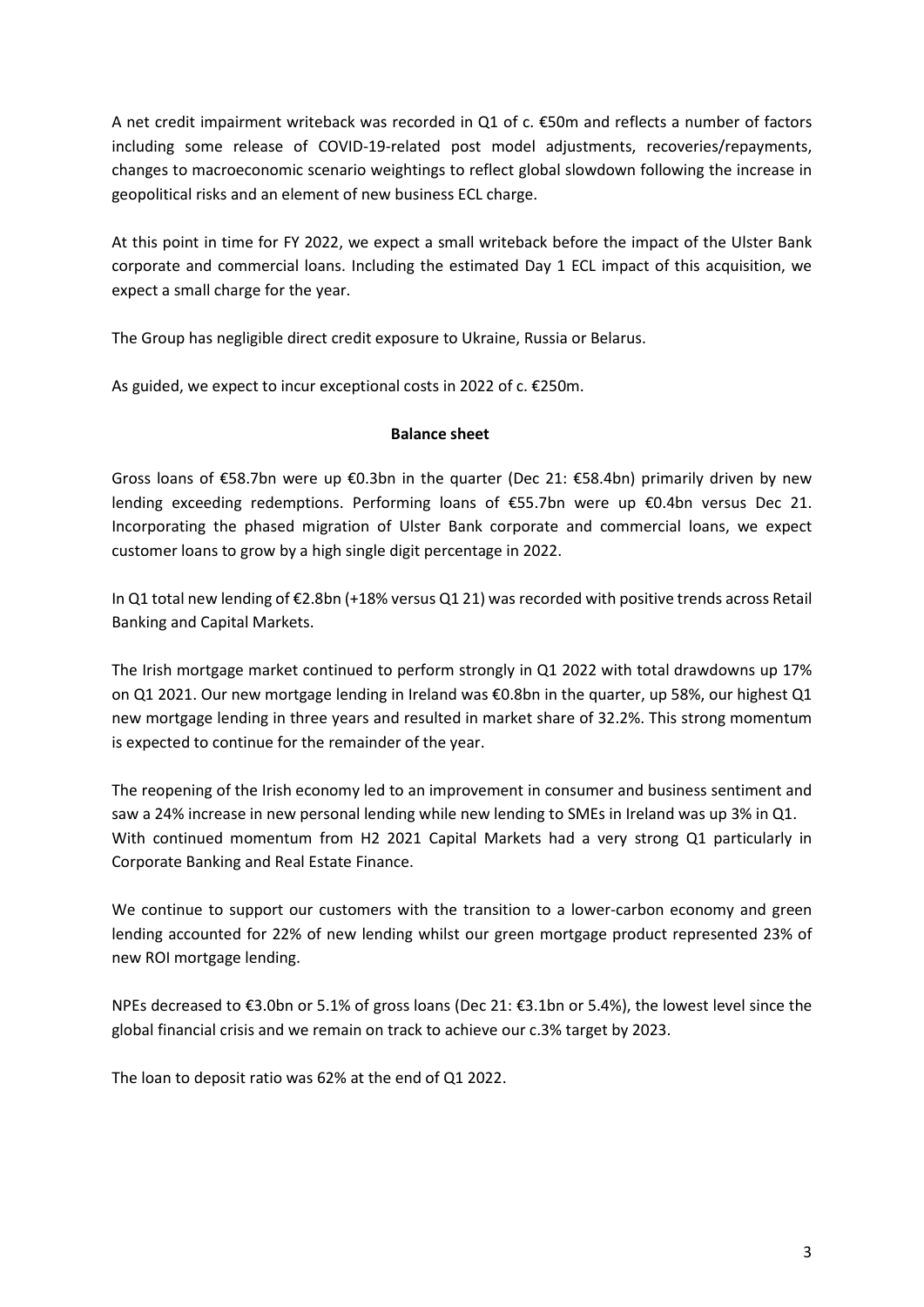A net credit impairment writeback was recorded in Q1 of c. €50m and reflects a number of factors including some release of COVID-19-related post model adjustments, recoveries/repayments, changes to macroeconomic scenario weightings to reflect global slowdown following the increase in geopolitical risks and an element of new business ECL charge.

At this point in time for FY 2022, we expect a small writeback before the impact of the Ulster Bank corporate and commercial loans. Including the estimated Day 1 ECL impact of this acquisition, we expect a small charge for the year.

The Group has negligible direct credit exposure to Ukraine, Russia or Belarus.

As guided, we expect to incur exceptional costs in 2022 of c. €250m.

## Balance sheet

Gross loans of €58.7bn were up €0.3bn in the quarter (Dec 21: €58.4bn) primarily driven by new lending exceeding redemptions. Performing loans of €55.7bn were up €0.4bn versus Dec 21. Incorporating the phased migration of Ulster Bank corporate and commercial loans, we expect customer loans to grow by a high single digit percentage in 2022.

In Q1 total new lending of €2.8bn (+18% versus Q1 21) was recorded with positive trends across Retail Banking and Capital Markets.

The Irish mortgage market continued to perform strongly in Q1 2022 with total drawdowns up 17% on Q1 2021. Our new mortgage lending in Ireland was €0.8bn in the quarter, up 58%, our highest Q1 new mortgage lending in three years and resulted in market share of 32.2%. This strong momentum is expected to continue for the remainder of the year.

The reopening of the Irish economy led to an improvement in consumer and business sentiment and saw a 24% increase in new personal lending while new lending to SMEs in Ireland was up 3% in Q1. With continued momentum from H2 2021 Capital Markets had a very strong Q1 particularly in Corporate Banking and Real Estate Finance.

We continue to support our customers with the transition to a lower-carbon economy and green lending accounted for 22% of new lending whilst our green mortgage product represented 23% of new ROI mortgage lending.

NPEs decreased to €3.0bn or 5.1% of gross loans (Dec 21: €3.1bn or 5.4%), the lowest level since the global financial crisis and we remain on track to achieve our c.3% target by 2023.

The loan to deposit ratio was 62% at the end of Q1 2022.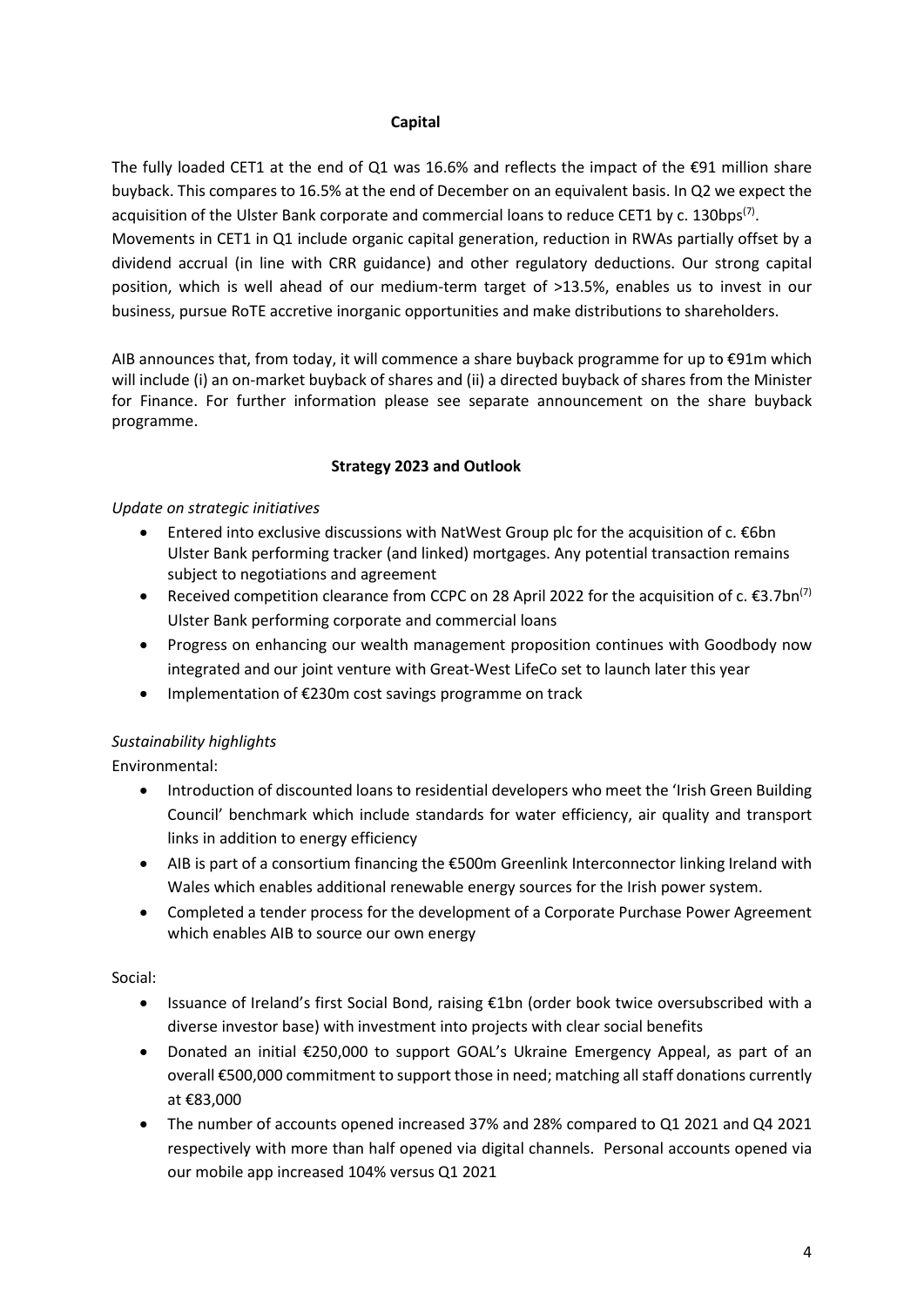## Capital

The fully loaded CET1 at the end of Q1 was 16.6% and reflects the impact of the €91 million share buyback. This compares to 16.5% at the end of December on an equivalent basis. In Q2 we expect the acquisition of the Ulster Bank corporate and commercial loans to reduce CET1 by c. 130bps[7]. Movements in CET1 in Q1 include organic capital generation, reduction in RWAs partially offset by a dividend accrual (in line with CRR guidance) and other regulatory deductions. Our strong capital position, which is well ahead of our medium-term target of >13.5%, enables us to invest in our business, pursue RoTE accretive inorganic opportunities and make distributions to shareholders.

AIB announces that, from today, it will commence a share buyback programme for up to €91m which will include (i) an on-market buyback of shares and (ii) a directed buyback of shares from the Minister for Finance. For further information please see separate announcement on the share buyback programme.

## Strategy 2023 and Outlook

*Update on strategic initiatives*

- Entered into exclusive discussions with NatWest Group plc for the acquisition of c. €6bn Ulster Bank performing tracker (and linked) mortgages. Any potential transaction remains subject to negotiations and agreement
- Received competition clearance from CCPC on 28 April 2022 for the acquisition of c. €3.7bn[7] Ulster Bank performing corporate and commercial loans
- Progress on enhancing our wealth management proposition continues with Goodbody now integrated and our joint venture with Great-West LifeCo set to launch later this year
- Implementation of €230m cost savings programme on track

*Sustainability highlights*

Environmental:

- Introduction of discounted loans to residential developers who meet the 'Irish Green Building Council' benchmark which include standards for water efficiency, air quality and transport links in addition to energy efficiency
- AIB is part of a consortium financing the €500m Greenlink Interconnector linking Ireland with Wales which enables additional renewable energy sources for the Irish power system.
- Completed a tender process for the development of a Corporate Purchase Power Agreement which enables AIB to source our own energy

Social:

- Issuance of Ireland's first Social Bond, raising €1bn (order book twice oversubscribed with a diverse investor base) with investment into projects with clear social benefits
- Donated an initial €250,000 to support GOAL's Ukraine Emergency Appeal, as part of an overall €500,000 commitment to support those in need; matching all staff donations currently at €83,000
- The number of accounts opened increased 37% and 28% compared to Q1 2021 and Q4 2021 respectively with more than half opened via digital channels. Personal accounts opened via our mobile app increased 104% versus Q1 2021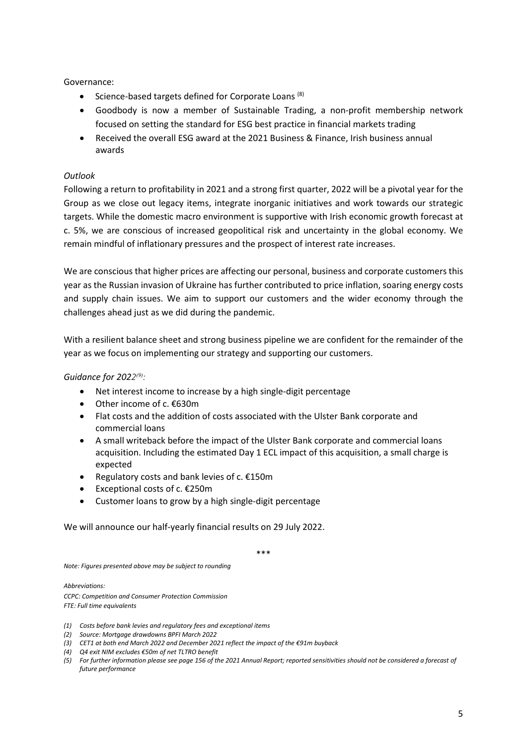Governance:

- Science-based targets defined for Corporate Loans [8]
- Goodbody is now a member of Sustainable Trading, a non-profit membership network focused on setting the standard for ESG best practice in financial markets trading
- Received the overall ESG award at the 2021 Business & Finance, Irish business annual awards

*Outlook*

Following a return to profitability in 2021 and a strong first quarter, 2022 will be a pivotal year for the Group as we close out legacy items, integrate inorganic initiatives and work towards our strategic targets. While the domestic macro environment is supportive with Irish economic growth forecast at c. 5%, we are conscious of increased geopolitical risk and uncertainty in the global economy. We remain mindful of inflationary pressures and the prospect of interest rate increases.

We are conscious that higher prices are affecting our personal, business and corporate customers this year as the Russian invasion of Ukraine has further contributed to price inflation, soaring energy costs and supply chain issues. We aim to support our customers and the wider economy through the challenges ahead just as we did during the pandemic.

With a resilient balance sheet and strong business pipeline we are confident for the remainder of the year as we focus on implementing our strategy and supporting our customers.

*Guidance for 2022[9]:*

- Net interest income to increase by a high single-digit percentage
- Other income of c. €630m
- Flat costs and the addition of costs associated with the Ulster Bank corporate and commercial loans
- A small writeback before the impact of the Ulster Bank corporate and commercial loans acquisition. Including the estimated Day 1 ECL impact of this acquisition, a small charge is expected
- Regulatory costs and bank levies of c. €150m
- Exceptional costs of c. €250m
- Customer loans to grow by a high single-digit percentage

We will announce our half-yearly financial results on 29 July 2022.

\*\*\*

*Note: Figures presented above may be subject to rounding*

*Abbreviations:*
*CCPC: Competition and Consumer Protection Commission*
*FTE: Full time equivalents*

*(1) Costs before bank levies and regulatory fees and exceptional items*
*(2) Source: Mortgage drawdowns BPFI March 2022*
*(3) CET1 at both end March 2022 and December 2021 reflect the impact of the €91m buyback*
*(4) Q4 exit NIM excludes €50m of net TLTRO benefit*
*(5) For further information please see page 156 of the 2021 Annual Report; reported sensitivities should not be considered a forecast of future performance*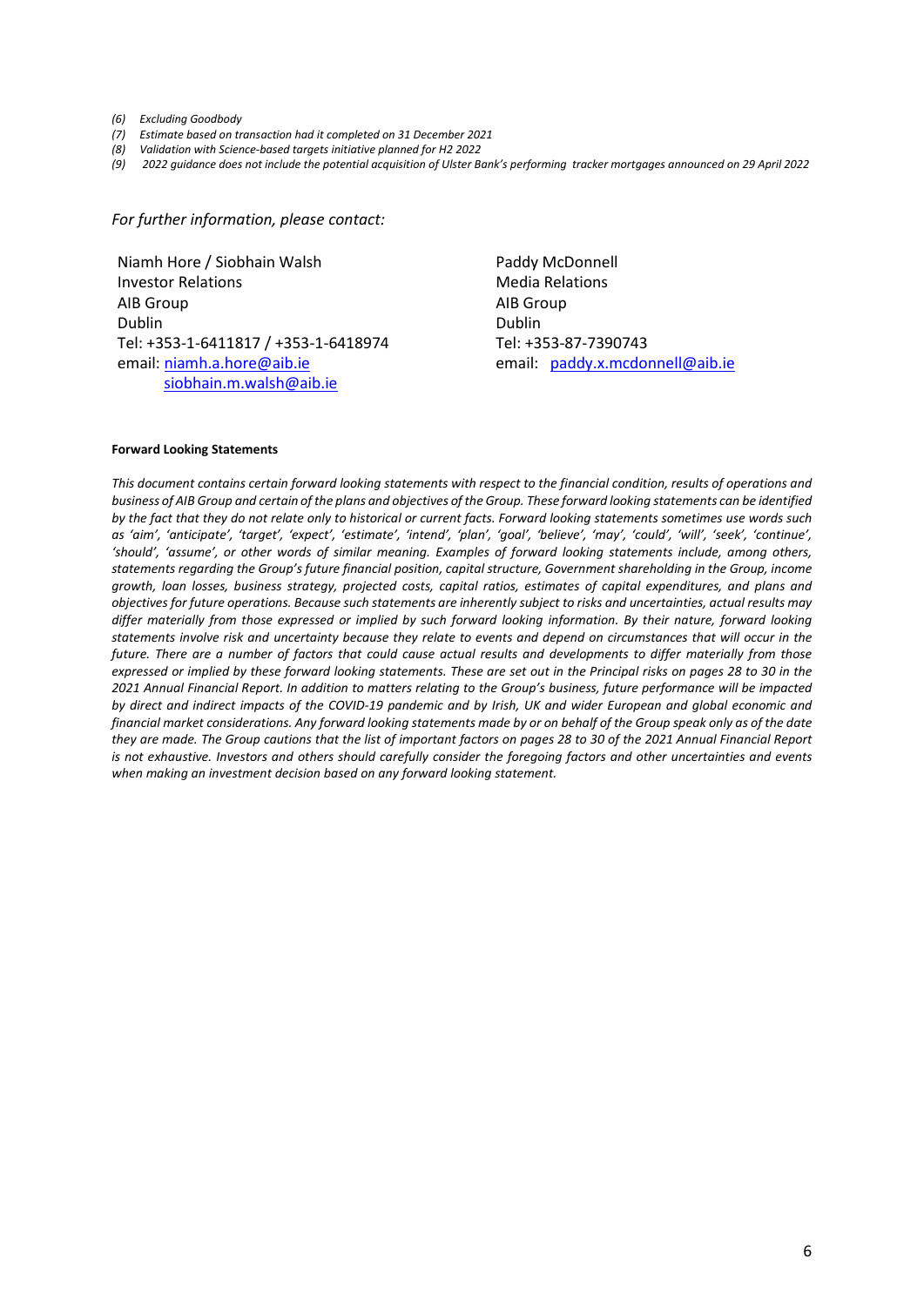*(6) Excluding Goodbody*
*(7) Estimate based on transaction had it completed on 31 December 2021*
*(8) Validation with Science-based targets initiative planned for H2 2022*
*(9) 2022 guidance does not include the potential acquisition of Ulster Bank's performing tracker mortgages announced on 29 April 2022*

*For further information, please contact:*

Niamh Hore / Siobhain Walsh
Investor Relations
AIB Group
Dublin
Tel: +353-1-6411817 / +353-1-6418974
email: niamh.a.hore@aib.ie
siobhain.m.walsh@aib.ie

Paddy McDonnell
Media Relations
AIB Group
Dublin
Tel: +353-87-7390743
email: paddy.x.mcdonnell@aib.ie

**Forward Looking Statements**

*This document contains certain forward looking statements with respect to the financial condition, results of operations and business of AIB Group and certain of the plans and objectives of the Group. These forward looking statements can be identified by the fact that they do not relate only to historical or current facts. Forward looking statements sometimes use words such as 'aim', 'anticipate', 'target', 'expect', 'estimate', 'intend', 'plan', 'goal', 'believe', 'may', 'could', 'will', 'seek', 'continue', 'should', 'assume', or other words of similar meaning. Examples of forward looking statements include, among others, statements regarding the Group's future financial position, capital structure, Government shareholding in the Group, income growth, loan losses, business strategy, projected costs, capital ratios, estimates of capital expenditures, and plans and objectives for future operations. Because such statements are inherently subject to risks and uncertainties, actual results may differ materially from those expressed or implied by such forward looking information. By their nature, forward looking statements involve risk and uncertainty because they relate to events and depend on circumstances that will occur in the future. There are a number of factors that could cause actual results and developments to differ materially from those expressed or implied by these forward looking statements. These are set out in the Principal risks on pages 28 to 30 in the 2021 Annual Financial Report. In addition to matters relating to the Group's business, future performance will be impacted by direct and indirect impacts of the COVID-19 pandemic and by Irish, UK and wider European and global economic and financial market considerations. Any forward looking statements made by or on behalf of the Group speak only as of the date they are made. The Group cautions that the list of important factors on pages 28 to 30 of the 2021 Annual Financial Report is not exhaustive. Investors and others should carefully consider the foregoing factors and other uncertainties and events when making an investment decision based on any forward looking statement.*